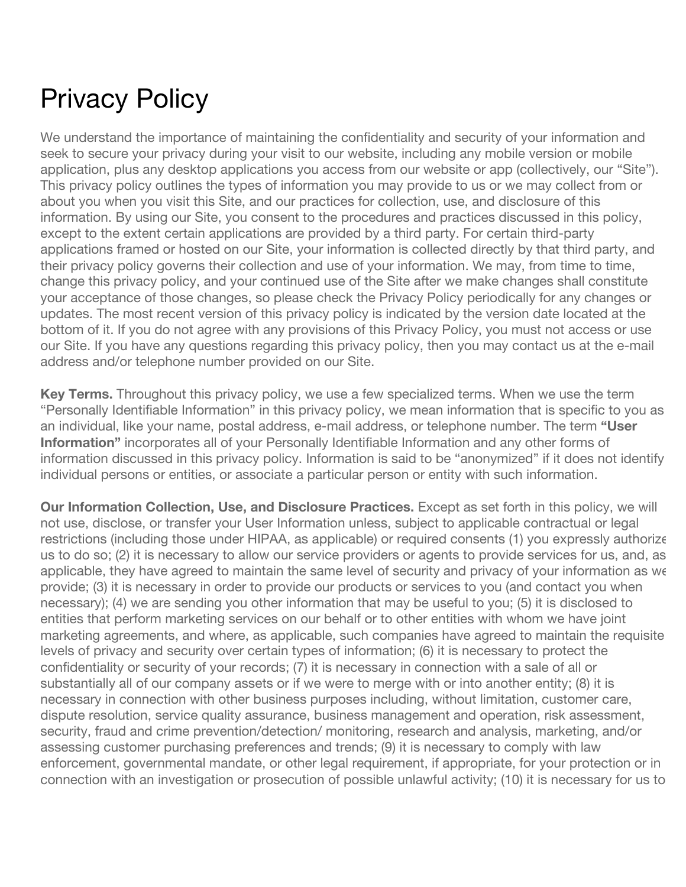# Privacy Policy

We understand the importance of maintaining the confidentiality and security of your information and seek to secure your privacy during your visit to our website, including any mobile version or mobile application, plus any desktop applications you access from our website or app (collectively, our "Site"). This privacy policy outlines the types of information you may provide to us or we may collect from or about you when you visit this Site, and our practices for collection, use, and disclosure of this information. By using our Site, you consent to the procedures and practices discussed in this policy, except to the extent certain applications are provided by a third party. For certain third-party applications framed or hosted on our Site, your information is collected directly by that third party, and their privacy policy governs their collection and use of your information. We may, from time to time, change this privacy policy, and your continued use of the Site after we make changes shall constitute your acceptance of those changes, so please check the Privacy Policy periodically for any changes or updates. The most recent version of this privacy policy is indicated by the version date located at the bottom of it. If you do not agree with any provisions of this Privacy Policy, you must not access or use our Site. If you have any questions regarding this privacy policy, then you may contact us at the e-mail address and/or telephone number provided on our Site.

**Key Terms.** Throughout this privacy policy, we use a few specialized terms. When we use the term "Personally Identifiable Information" in this privacy policy, we mean information that is specific to you as an individual, like your name, postal address, e-mail address, or telephone number. The term **"User Information"** incorporates all of your Personally Identifiable Information and any other forms of information discussed in this privacy policy. Information is said to be "anonymized" if it does not identify individual persons or entities, or associate a particular person or entity with such information.

**Our Information Collection, Use, and Disclosure Practices.** Except as set forth in this policy, we will not use, disclose, or transfer your User Information unless, subject to applicable contractual or legal restrictions (including those under HIPAA, as applicable) or required consents (1) you expressly authorize us to do so; (2) it is necessary to allow our service providers or agents to provide services for us, and, as applicable, they have agreed to maintain the same level of security and privacy of your information as we provide; (3) it is necessary in order to provide our products or services to you (and contact you when necessary); (4) we are sending you other information that may be useful to you; (5) it is disclosed to entities that perform marketing services on our behalf or to other entities with whom we have joint marketing agreements, and where, as applicable, such companies have agreed to maintain the requisite levels of privacy and security over certain types of information; (6) it is necessary to protect the confidentiality or security of your records; (7) it is necessary in connection with a sale of all or substantially all of our company assets or if we were to merge with or into another entity; (8) it is necessary in connection with other business purposes including, without limitation, customer care, dispute resolution, service quality assurance, business management and operation, risk assessment, security, fraud and crime prevention/detection/ monitoring, research and analysis, marketing, and/or assessing customer purchasing preferences and trends; (9) it is necessary to comply with law enforcement, governmental mandate, or other legal requirement, if appropriate, for your protection or in connection with an investigation or prosecution of possible unlawful activity; (10) it is necessary for us to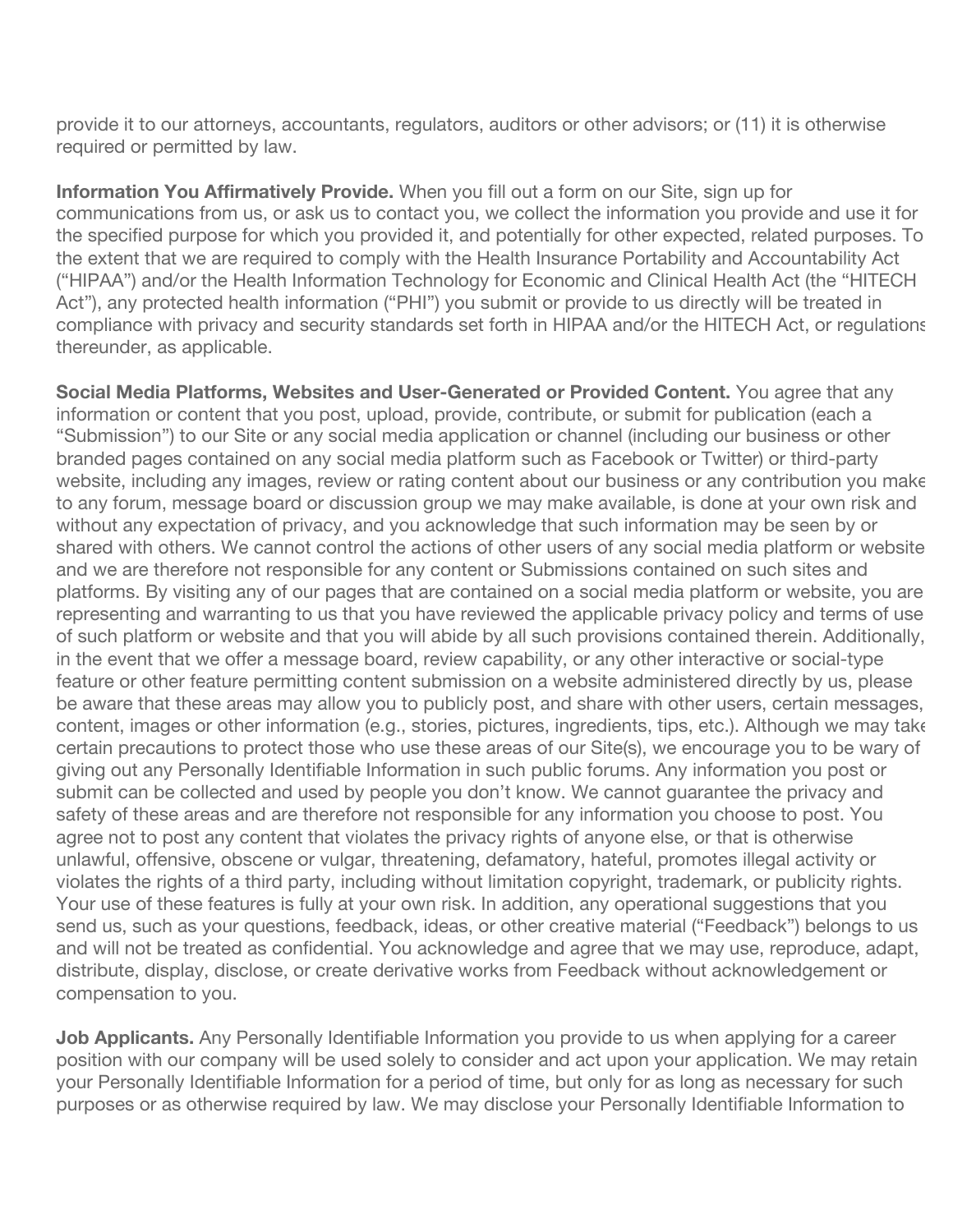provide it to our attorneys, accountants, regulators, auditors or other advisors; or (11) it is otherwise required or permitted by law.

**Information You Affirmatively Provide.** When you fill out a form on our Site, sign up for communications from us, or ask us to contact you, we collect the information you provide and use it for the specified purpose for which you provided it, and potentially for other expected, related purposes. To the extent that we are required to comply with the Health Insurance Portability and Accountability Act ("HIPAA") and/or the Health Information Technology for Economic and Clinical Health Act (the "HITECH Act"), any protected health information ("PHI") you submit or provide to us directly will be treated in compliance with privacy and security standards set forth in HIPAA and/or the HITECH Act, or regulations thereunder, as applicable.

**Social Media Platforms, Websites and User-Generated or Provided Content.** You agree that any information or content that you post, upload, provide, contribute, or submit for publication (each a "Submission") to our Site or any social media application or channel (including our business or other branded pages contained on any social media platform such as Facebook or Twitter) or third-party website, including any images, review or rating content about our business or any contribution you make to any forum, message board or discussion group we may make available, is done at your own risk and without any expectation of privacy, and you acknowledge that such information may be seen by or shared with others. We cannot control the actions of other users of any social media platform or website and we are therefore not responsible for any content or Submissions contained on such sites and platforms. By visiting any of our pages that are contained on a social media platform or website, you are representing and warranting to us that you have reviewed the applicable privacy policy and terms of use of such platform or website and that you will abide by all such provisions contained therein. Additionally, in the event that we offer a message board, review capability, or any other interactive or social-type feature or other feature permitting content submission on a website administered directly by us, please be aware that these areas may allow you to publicly post, and share with other users, certain messages, content, images or other information (e.g., stories, pictures, ingredients, tips, etc.). Although we may take certain precautions to protect those who use these areas of our Site(s), we encourage you to be wary of giving out any Personally Identifiable Information in such public forums. Any information you post or submit can be collected and used by people you don't know. We cannot guarantee the privacy and safety of these areas and are therefore not responsible for any information you choose to post. You agree not to post any content that violates the privacy rights of anyone else, or that is otherwise unlawful, offensive, obscene or vulgar, threatening, defamatory, hateful, promotes illegal activity or violates the rights of a third party, including without limitation copyright, trademark, or publicity rights. Your use of these features is fully at your own risk. In addition, any operational suggestions that you send us, such as your questions, feedback, ideas, or other creative material ("Feedback") belongs to us and will not be treated as confidential. You acknowledge and agree that we may use, reproduce, adapt, distribute, display, disclose, or create derivative works from Feedback without acknowledgement or compensation to you.

**Job Applicants.** Any Personally Identifiable Information you provide to us when applying for a career position with our company will be used solely to consider and act upon your application. We may retain your Personally Identifiable Information for a period of time, but only for as long as necessary for such purposes or as otherwise required by law. We may disclose your Personally Identifiable Information to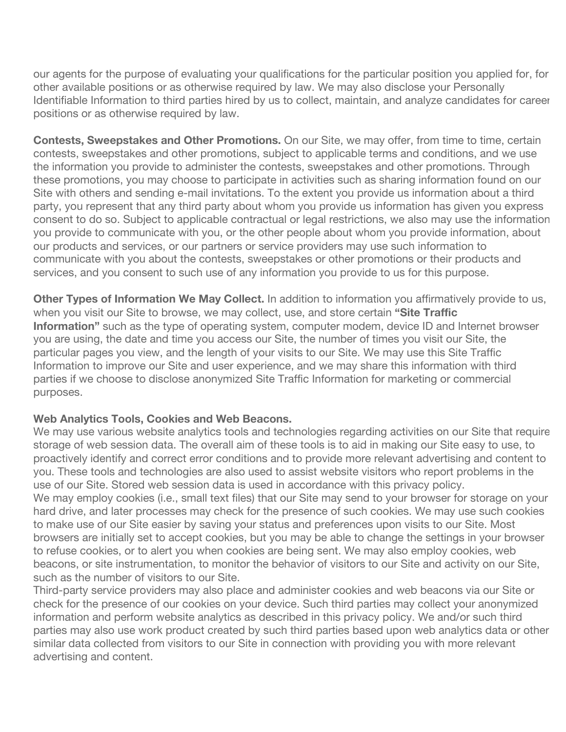our agents for the purpose of evaluating your qualifications for the particular position you applied for, for other available positions or as otherwise required by law. We may also disclose your Personally Identifiable Information to third parties hired by us to collect, maintain, and analyze candidates for career positions or as otherwise required by law.

**Contests, Sweepstakes and Other Promotions.** On our Site, we may offer, from time to time, certain contests, sweepstakes and other promotions, subject to applicable terms and conditions, and we use the information you provide to administer the contests, sweepstakes and other promotions. Through these promotions, you may choose to participate in activities such as sharing information found on our Site with others and sending e-mail invitations. To the extent you provide us information about a third party, you represent that any third party about whom you provide us information has given you express consent to do so. Subject to applicable contractual or legal restrictions, we also may use the information you provide to communicate with you, or the other people about whom you provide information, about our products and services, or our partners or service providers may use such information to communicate with you about the contests, sweepstakes or other promotions or their products and services, and you consent to such use of any information you provide to us for this purpose.

**Other Types of Information We May Collect.** In addition to information you affirmatively provide to us, when you visit our Site to browse, we may collect, use, and store certain **"Site Traffic Information"** such as the type of operating system, computer modem, device ID and Internet browser you are using, the date and time you access our Site, the number of times you visit our Site, the particular pages you view, and the length of your visits to our Site. We may use this Site Traffic Information to improve our Site and user experience, and we may share this information with third parties if we choose to disclose anonymized Site Traffic Information for marketing or commercial purposes.

**Web Analytics Tools, Cookies and Web Beacons.**

We may use various website analytics tools and technologies regarding activities on our Site that require storage of web session data. The overall aim of these tools is to aid in making our Site easy to use, to proactively identify and correct error conditions and to provide more relevant advertising and content to you. These tools and technologies are also used to assist website visitors who report problems in the use of our Site. Stored web session data is used in accordance with this privacy policy.

We may employ cookies (i.e., small text files) that our Site may send to your browser for storage on your hard drive, and later processes may check for the presence of such cookies. We may use such cookies to make use of our Site easier by saving your status and preferences upon visits to our Site. Most browsers are initially set to accept cookies, but you may be able to change the settings in your browser to refuse cookies, or to alert you when cookies are being sent. We may also employ cookies, web beacons, or site instrumentation, to monitor the behavior of visitors to our Site and activity on our Site, such as the number of visitors to our Site.

Third-party service providers may also place and administer cookies and web beacons via our Site or check for the presence of our cookies on your device. Such third parties may collect your anonymized information and perform website analytics as described in this privacy policy. We and/or such third parties may also use work product created by such third parties based upon web analytics data or other similar data collected from visitors to our Site in connection with providing you with more relevant advertising and content.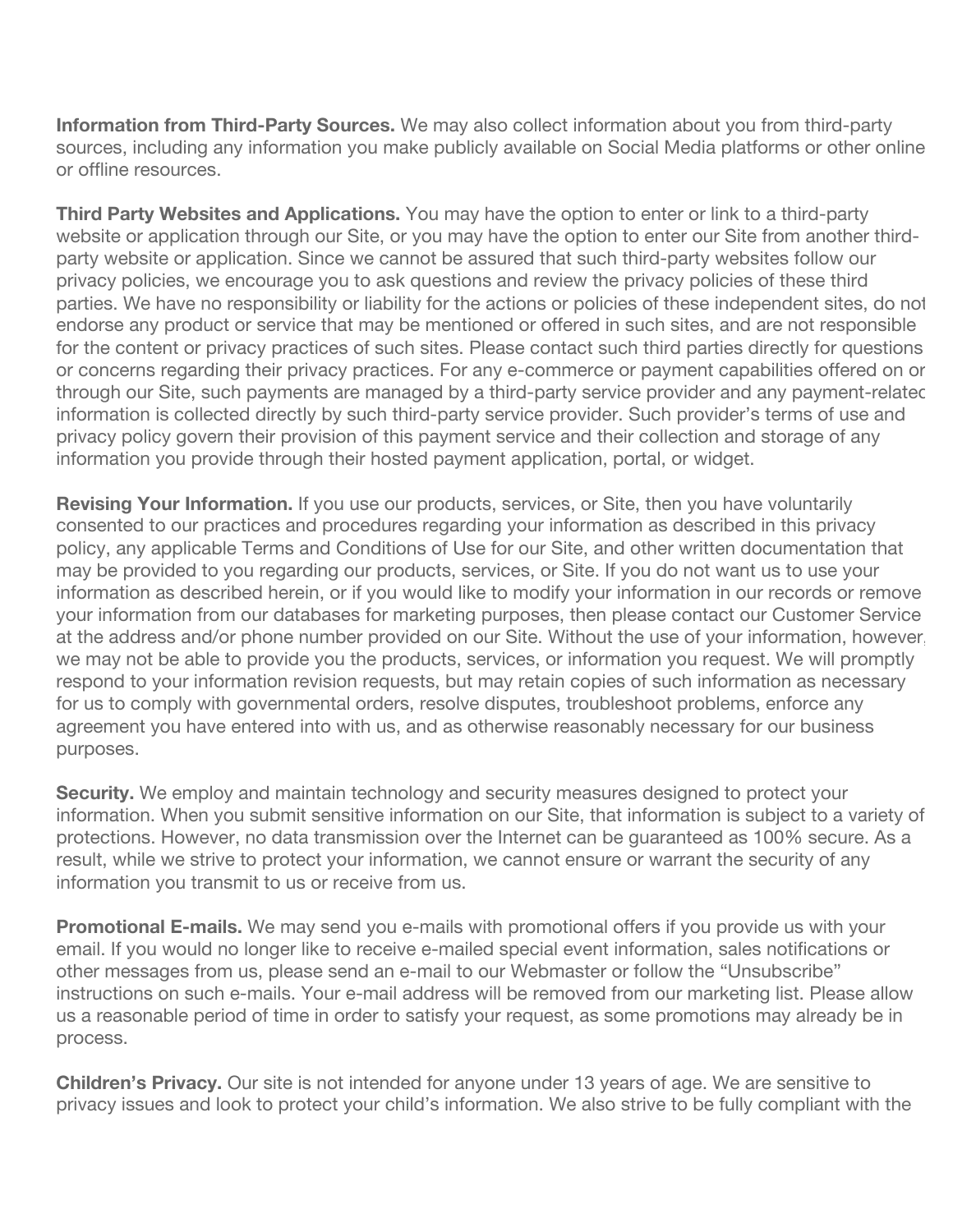**Information from Third-Party Sources.** We may also collect information about you from third-party sources, including any information you make publicly available on Social Media platforms or other online or offline resources.

**Third Party Websites and Applications.** You may have the option to enter or link to a third-party website or application through our Site, or you may have the option to enter our Site from another third-party website or application. Since we cannot be assured that such third-party websites follow our privacy policies, we encourage you to ask questions and review the privacy policies of these third parties. We have no responsibility or liability for the actions or policies of these independent sites, do not endorse any product or service that may be mentioned or offered in such sites, and are not responsible for the content or privacy practices of such sites. Please contact such third parties directly for questions or concerns regarding their privacy practices. For any e-commerce or payment capabilities offered on or through our Site, such payments are managed by a third-party service provider and any payment-related information is collected directly by such third-party service provider. Such provider's terms of use and privacy policy govern their provision of this payment service and their collection and storage of any information you provide through their hosted payment application, portal, or widget.

**Revising Your Information.** If you use our products, services, or Site, then you have voluntarily consented to our practices and procedures regarding your information as described in this privacy policy, any applicable Terms and Conditions of Use for our Site, and other written documentation that may be provided to you regarding our products, services, or Site. If you do not want us to use your information as described herein, or if you would like to modify your information in our records or remove your information from our databases for marketing purposes, then please contact our Customer Service at the address and/or phone number provided on our Site. Without the use of your information, however, we may not be able to provide you the products, services, or information you request. We will promptly respond to your information revision requests, but may retain copies of such information as necessary for us to comply with governmental orders, resolve disputes, troubleshoot problems, enforce any agreement you have entered into with us, and as otherwise reasonably necessary for our business purposes.

**Security.** We employ and maintain technology and security measures designed to protect your information. When you submit sensitive information on our Site, that information is subject to a variety of protections. However, no data transmission over the Internet can be guaranteed as 100% secure. As a result, while we strive to protect your information, we cannot ensure or warrant the security of any information you transmit to us or receive from us.

**Promotional E-mails.** We may send you e-mails with promotional offers if you provide us with your email. If you would no longer like to receive e-mailed special event information, sales notifications or other messages from us, please send an e-mail to our Webmaster or follow the "Unsubscribe" instructions on such e-mails. Your e-mail address will be removed from our marketing list. Please allow us a reasonable period of time in order to satisfy your request, as some promotions may already be in process.

**Children's Privacy.** Our site is not intended for anyone under 13 years of age. We are sensitive to privacy issues and look to protect your child's information. We also strive to be fully compliant with the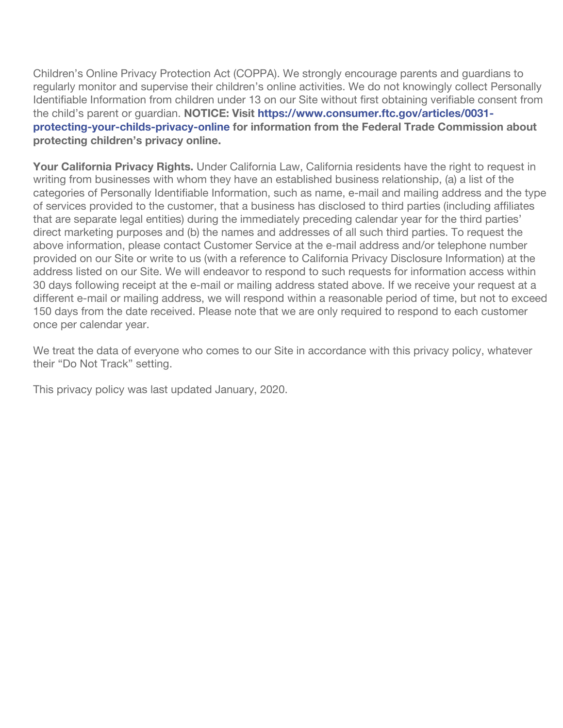Children's Online Privacy Protection Act (COPPA). We strongly encourage parents and guardians to regularly monitor and supervise their children's online activities. We do not knowingly collect Personally Identifiable Information from children under 13 on our Site without first obtaining verifiable consent from the child's parent or guardian. **NOTICE: Visit https://www.consumer.ftc.gov/articles/0031-protecting-your-childs-privacy-online for information from the Federal Trade Commission about protecting children's privacy online.**

**Your California Privacy Rights.** Under California Law, California residents have the right to request in writing from businesses with whom they have an established business relationship, (a) a list of the categories of Personally Identifiable Information, such as name, e-mail and mailing address and the type of services provided to the customer, that a business has disclosed to third parties (including affiliates that are separate legal entities) during the immediately preceding calendar year for the third parties' direct marketing purposes and (b) the names and addresses of all such third parties. To request the above information, please contact Customer Service at the e-mail address and/or telephone number provided on our Site or write to us (with a reference to California Privacy Disclosure Information) at the address listed on our Site. We will endeavor to respond to such requests for information access within 30 days following receipt at the e-mail or mailing address stated above. If we receive your request at a different e-mail or mailing address, we will respond within a reasonable period of time, but not to exceed 150 days from the date received. Please note that we are only required to respond to each customer once per calendar year.

We treat the data of everyone who comes to our Site in accordance with this privacy policy, whatever their "Do Not Track" setting.

This privacy policy was last updated January, 2020.